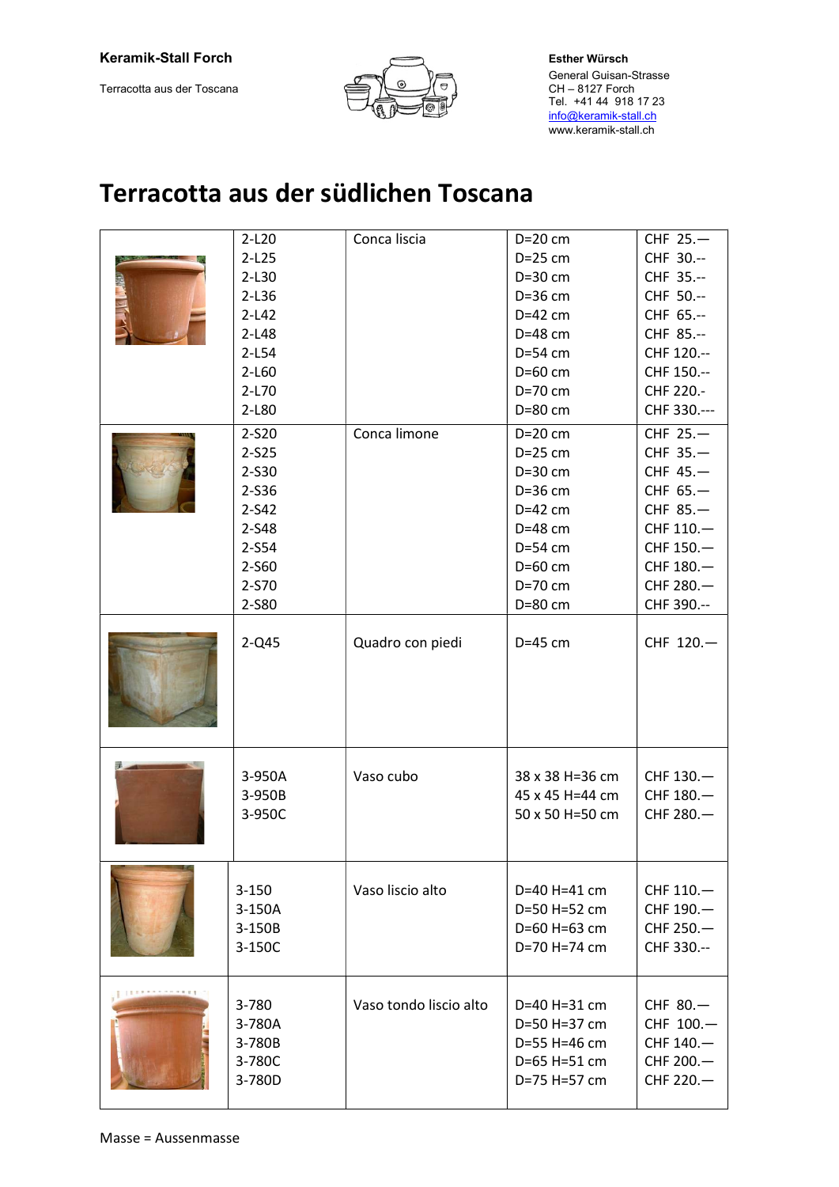**Keramik-Stall Forch**

Terracotta aus der Toscana

**Esther Würsch**
General Guisan-Strasse
CH – 8127 Forch
Tel. +41 44 918 17 23
info@keramik-stall.ch
www.keramik-stall.ch

# Terracotta aus der südlichen Toscana

| | | | | |
|---|---|---|---|---|
| | 2-L20<br>2-L25<br>2-L30<br>2-L36<br>2-L42<br>2-L48<br>2-L54<br>2-L60<br>2-L70<br>2-L80 | Conca liscia | D=20 cm<br>D=25 cm<br>D=30 cm<br>D=36 cm<br>D=42 cm<br>D=48 cm<br>D=54 cm<br>D=60 cm<br>D=70 cm<br>D=80 cm | CHF 25.—<br>CHF 30.--<br>CHF 35.--<br>CHF 50.--<br>CHF 65.--<br>CHF 85.--<br>CHF 120.--<br>CHF 150.--<br>CHF 220.-<br>CHF 330.--- |
| | 2-S20<br>2-S25<br>2-S30<br>2-S36<br>2-S42<br>2-S48<br>2-S54<br>2-S60<br>2-S70<br>2-S80 | Conca limone | D=20 cm<br>D=25 cm<br>D=30 cm<br>D=36 cm<br>D=42 cm<br>D=48 cm<br>D=54 cm<br>D=60 cm<br>D=70 cm<br>D=80 cm | CHF 25.—<br>CHF 35.—<br>CHF 45.—<br>CHF 65.—<br>CHF 85.—<br>CHF 110.—<br>CHF 150.—<br>CHF 180.—<br>CHF 280.—<br>CHF 390.-- |
| | 2-Q45 | Quadro con piedi | D=45 cm | CHF 120.— |
| | 3-950A<br>3-950B<br>3-950C | Vaso cubo | 38 x 38 H=36 cm<br>45 x 45 H=44 cm<br>50 x 50 H=50 cm | CHF 130.—<br>CHF 180.—<br>CHF 280.— |
| | 3-150<br>3-150A<br>3-150B<br>3-150C | Vaso liscio alto | D=40 H=41 cm<br>D=50 H=52 cm<br>D=60 H=63 cm<br>D=70 H=74 cm | CHF 110.—<br>CHF 190.—<br>CHF 250.—<br>CHF 330.-- |
| | 3-780<br>3-780A<br>3-780B<br>3-780C<br>3-780D | Vaso tondo liscio alto | D=40 H=31 cm<br>D=50 H=37 cm<br>D=55 H=46 cm<br>D=65 H=51 cm<br>D=75 H=57 cm | CHF 80.—<br>CHF 100.—<br>CHF 140.—<br>CHF 200.—<br>CHF 220.— |

Masse = Aussenmasse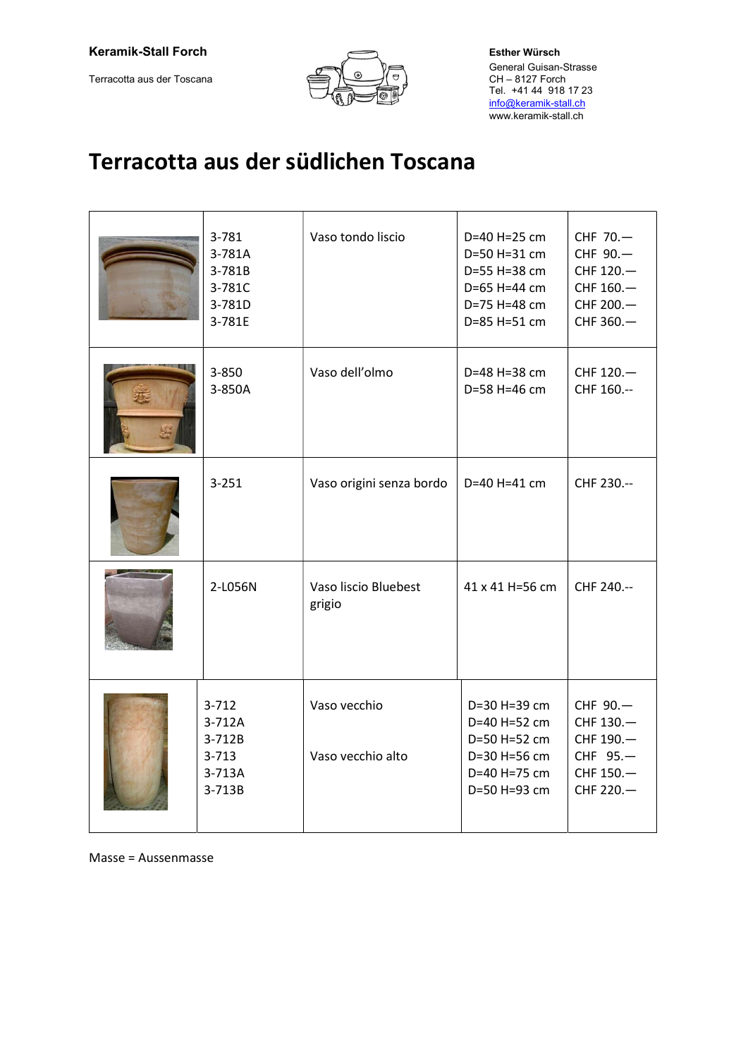**Keramik-Stall Forch**

Terracotta aus der Toscana

**Esther Würsch**
General Guisan-Strasse
CH – 8127 Forch
Tel. +41 44 918 17 23
info@keramik-stall.ch
www.keramik-stall.ch

# Terracotta aus der südlichen Toscana

| | Art.-Nr. | Bezeichnung | Masse | Preis |
|---|---|---|---|---|
| | 3-781<br>3-781A<br>3-781B<br>3-781C<br>3-781D<br>3-781E | Vaso tondo liscio | D=40 H=25 cm<br>D=50 H=31 cm<br>D=55 H=38 cm<br>D=65 H=44 cm<br>D=75 H=48 cm<br>D=85 H=51 cm | CHF 70.—<br>CHF 90.—<br>CHF 120.—<br>CHF 160.—<br>CHF 200.—<br>CHF 360.— |
| | 3-850<br>3-850A | Vaso dell'olmo | D=48 H=38 cm<br>D=58 H=46 cm | CHF 120.—<br>CHF 160.-- |
| | 3-251 | Vaso origini senza bordo | D=40 H=41 cm | CHF 230.-- |
| | 2-L056N | Vaso liscio Bluebest grigio | 41 x 41 H=56 cm | CHF 240.-- |
| | 3-712<br>3-712A<br>3-712B<br>3-713<br>3-713A<br>3-713B | Vaso vecchio<br><br><br>Vaso vecchio alto | D=30 H=39 cm<br>D=40 H=52 cm<br>D=50 H=52 cm<br>D=30 H=56 cm<br>D=40 H=75 cm<br>D=50 H=93 cm | CHF 90.—<br>CHF 130.—<br>CHF 190.—<br>CHF 95.—<br>CHF 150.—<br>CHF 220.— |

Masse = Aussenmasse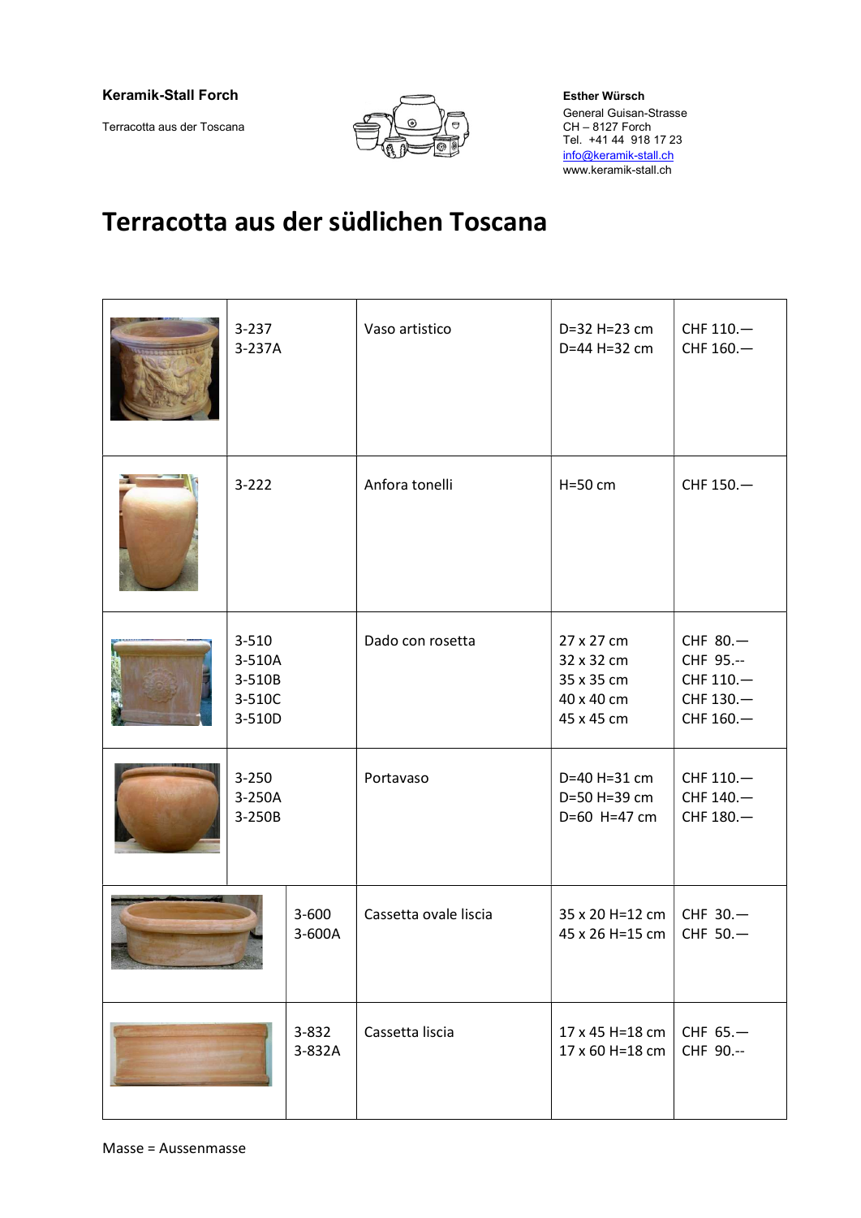**Keramik-Stall Forch**

Terracotta aus der Toscana

**Esther Würsch**
General Guisan-Strasse
CH – 8127 Forch
Tel. +41 44 918 17 23
info@keramik-stall.ch
www.keramik-stall.ch

# Terracotta aus der südlichen Toscana

| | Art.-Nr. | Bezeichnung | Masse | Preis |
|---|---|---|---|---|
| | 3-237<br>3-237A | Vaso artistico | D=32 H=23 cm<br>D=44 H=32 cm | CHF 110.—<br>CHF 160.— |
| | 3-222 | Anfora tonelli | H=50 cm | CHF 150.— |
| | 3-510<br>3-510A<br>3-510B<br>3-510C<br>3-510D | Dado con rosetta | 27 x 27 cm<br>32 x 32 cm<br>35 x 35 cm<br>40 x 40 cm<br>45 x 45 cm | CHF 80.—<br>CHF 95.--<br>CHF 110.—<br>CHF 130.—<br>CHF 160.— |
| | 3-250<br>3-250A<br>3-250B | Portavaso | D=40 H=31 cm<br>D=50 H=39 cm<br>D=60 H=47 cm | CHF 110.—<br>CHF 140.—<br>CHF 180.— |
| | 3-600<br>3-600A | Cassetta ovale liscia | 35 x 20 H=12 cm<br>45 x 26 H=15 cm | CHF 30.—<br>CHF 50.— |
| | 3-832<br>3-832A | Cassetta liscia | 17 x 45 H=18 cm<br>17 x 60 H=18 cm | CHF 65.—<br>CHF 90.-- |

Masse = Aussenmasse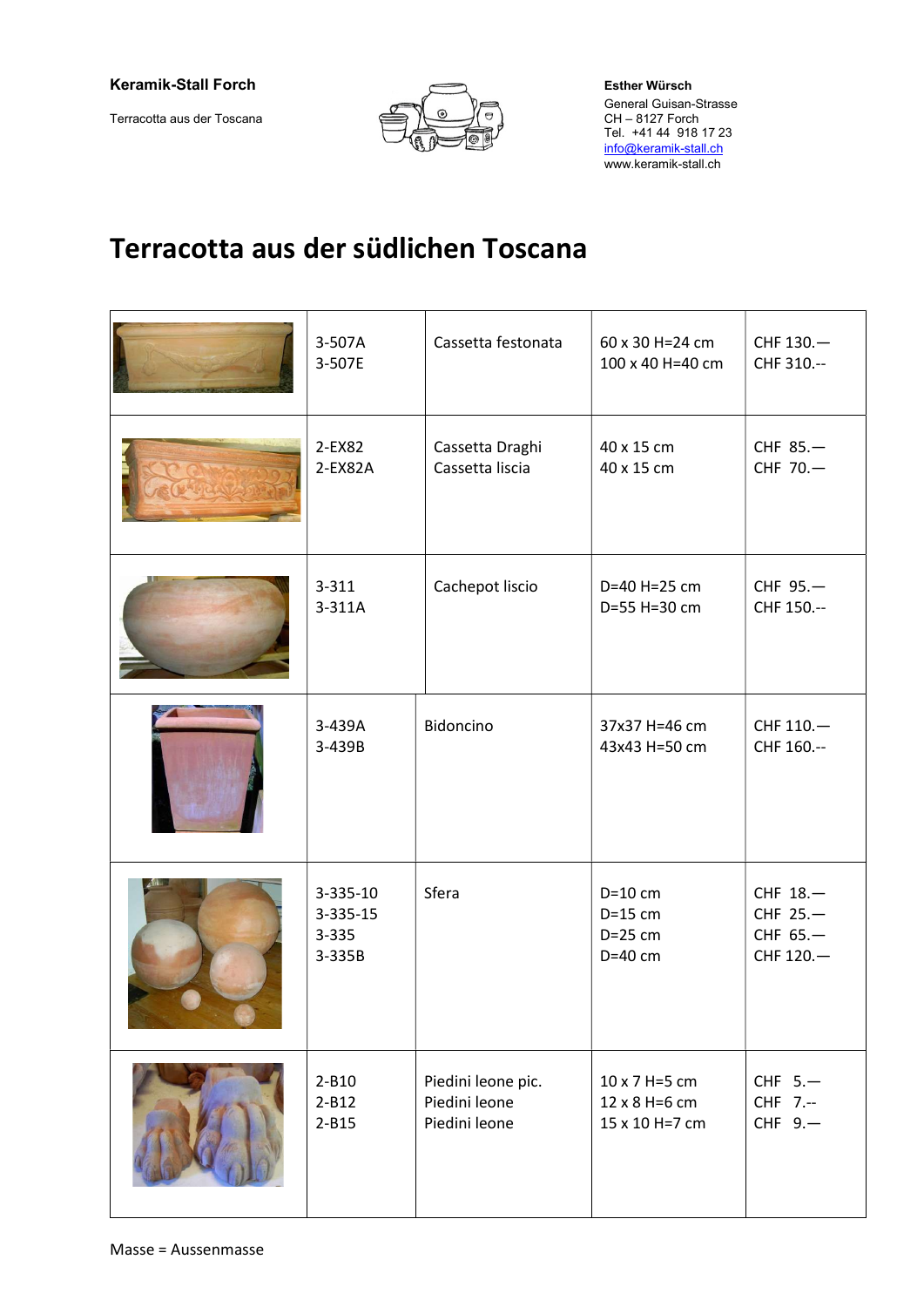**Keramik-Stall Forch**

Terracotta aus der Toscana

**Esther Würsch**
General Guisan-Strasse
CH – 8127 Forch
Tel. +41 44 918 17 23
info@keramik-stall.ch
www.keramik-stall.ch

# Terracotta aus der südlichen Toscana

| | Art.-Nr. | Bezeichnung | Masse | Preis |
|---|---|---|---|---|
| | 3-507A<br>3-507E | Cassetta festonata | 60 x 30 H=24 cm<br>100 x 40 H=40 cm | CHF 130.—<br>CHF 310.-- |
| | 2-EX82<br>2-EX82A | Cassetta Draghi<br>Cassetta liscia | 40 x 15 cm<br>40 x 15 cm | CHF 85.—<br>CHF 70.— |
| | 3-311<br>3-311A | Cachepot liscio | D=40 H=25 cm<br>D=55 H=30 cm | CHF 95.—<br>CHF 150.-- |
| | 3-439A<br>3-439B | Bidoncino | 37x37 H=46 cm<br>43x43 H=50 cm | CHF 110.—<br>CHF 160.-- |
| | 3-335-10<br>3-335-15<br>3-335<br>3-335B | Sfera | D=10 cm<br>D=15 cm<br>D=25 cm<br>D=40 cm | CHF 18.—<br>CHF 25.—<br>CHF 65.—<br>CHF 120.— |
| | 2-B10<br>2-B12<br>2-B15 | Piedini leone pic.<br>Piedini leone<br>Piedini leone | 10 x 7 H=5 cm<br>12 x 8 H=6 cm<br>15 x 10 H=7 cm | CHF 5.—<br>CHF 7.--<br>CHF 9.— |

Masse = Aussenmasse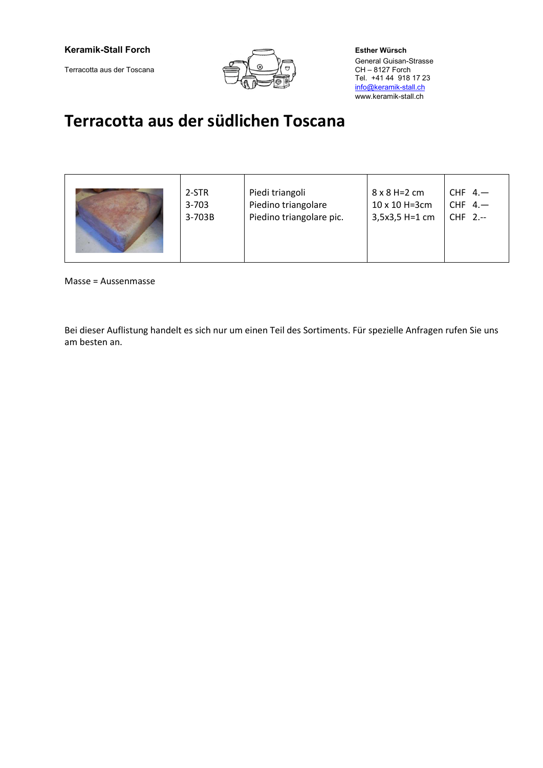**Keramik-Stall Forch**

Terracotta aus der Toscana

**Esther Würsch**
General Guisan-Strasse
CH – 8127 Forch
Tel. +41 44 918 17 23
info@keramik-stall.ch
www.keramik-stall.ch

# Terracotta aus der südlichen Toscana

| | | | | |
|---|---|---|---|---|
| | 2-STR<br>3-703<br>3-703B | Piedi triangoli<br>Piedino triangolare<br>Piedino triangolare pic. | 8 x 8 H=2 cm<br>10 x 10 H=3cm<br>3,5x3,5 H=1 cm | CHF 4.—<br>CHF 4.—<br>CHF 2.-- |

Masse = Aussenmasse

Bei dieser Auflistung handelt es sich nur um einen Teil des Sortiments. Für spezielle Anfragen rufen Sie uns am besten an.